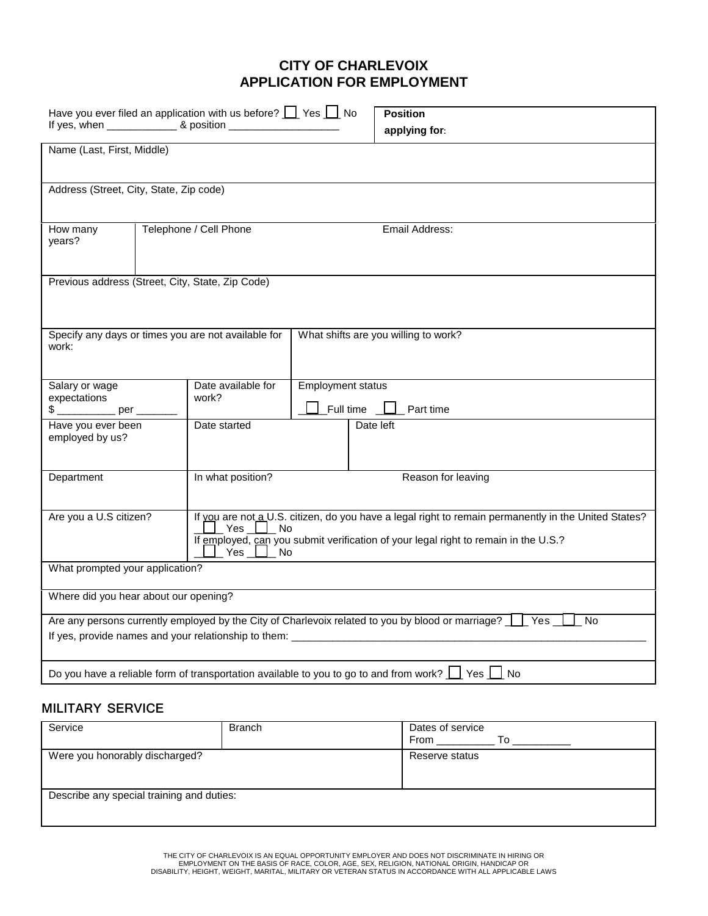# CITY OF CHARLEVOIX
# APPLICATION FOR EMPLOYMENT

| Have you ever filed an application with us before? ☐ Yes ☐ No<br>If yes, when ____________ & position ___________________ | **Position applying for**: |
|---|---|

| Name (Last, First, Middle) |
|---|
| Address (Street, City, State, Zip code) |

| How many years? | Telephone / Cell Phone | Email Address: |
|---|---|---|

| Previous address (Street, City, State, Zip Code) |
|---|

| Specify any days or times you are not available for work: | What shifts are you willing to work? |
|---|---|

| Salary or wage expectations<br>$ __________ per _______ | Date available for work? | Employment status<br>☐ Full time ☐ Part time |
|---|---|---|

| Have you ever been employed by us? | Date started | Date left |
|---|---|---|
| Department | In what position? | Reason for leaving |

| Are you a U.S citizen? | If you are not a U.S. citizen, do you have a legal right to remain permanently in the United States? ☐ Yes ☐ No<br>If employed, can you submit verification of your legal right to remain in the U.S.? ☐ Yes ☐ No |
|---|---|

| What prompted your application? |
|---|
| Where did you hear about our opening? |
| Are any persons currently employed by the City of Charlevoix related to you by blood or marriage? ☐ Yes ☐ No<br>If yes, provide names and your relationship to them: ______________________________ |
| Do you have a reliable form of transportation available to you to go to and from work? ☐ Yes ☐ No |

## MILITARY SERVICE

| Service | Branch | Dates of service<br>From __________ To __________ |
|---|---|---|
| Were you honorably discharged? | | Reserve status |
| Describe any special training and duties: | | |

THE CITY OF CHARLEVOIX IS AN EQUAL OPPORTUNITY EMPLOYER AND DOES NOT DISCRIMINATE IN HIRING OR EMPLOYMENT ON THE BASIS OF RACE, COLOR, AGE, SEX, RELIGION, NATIONAL ORIGIN, HANDICAP OR DISABILITY, HEIGHT, WEIGHT, MARITAL, MILITARY OR VETERAN STATUS IN ACCORDANCE WITH ALL APPLICABLE LAWS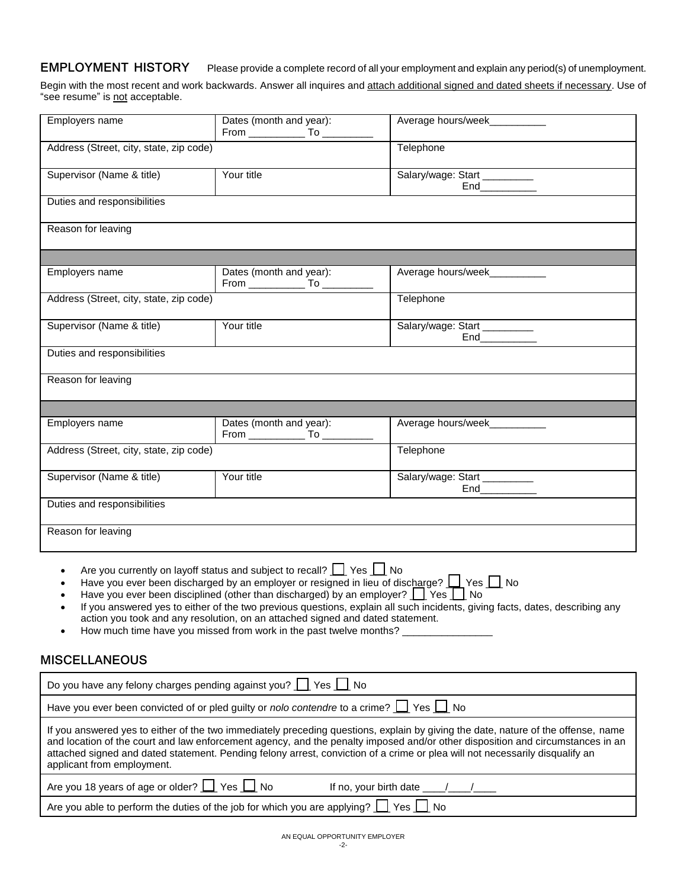## EMPLOYMENT HISTORY

Please provide a complete record of all your employment and explain any period(s) of unemployment.

Begin with the most recent and work backwards. Answer all inquires and attach additional signed and dated sheets if necessary. Use of "see resume" is not acceptable.

| Employers name | Dates (month and year): From __________ To _________ | Average hours/week__________ |
|---|---|---|
| Address (Street, city, state, zip code) | | Telephone |
| Supervisor (Name & title) | Your title | Salary/wage: Start _________ End__________ |
| Duties and responsibilities | | |
| Reason for leaving | | |

| Employers name | Dates (month and year): From __________ To _________ | Average hours/week__________ |
|---|---|---|
| Address (Street, city, state, zip code) | | Telephone |
| Supervisor (Name & title) | Your title | Salary/wage: Start _________ End__________ |
| Duties and responsibilities | | |
| Reason for leaving | | |

| Employers name | Dates (month and year): From __________ To _________ | Average hours/week__________ |
|---|---|---|
| Address (Street, city, state, zip code) | | Telephone |
| Supervisor (Name & title) | Your title | Salary/wage: Start _________ End__________ |
| Duties and responsibilities | | |
| Reason for leaving | | |

- Are you currently on layoff status and subject to recall? ☐ Yes ☐ No
- Have you ever been discharged by an employer or resigned in lieu of discharge? ☐ Yes ☐ No
- Have you ever been disciplined (other than discharged) by an employer? ☐ Yes ☐ No
- If you answered yes to either of the two previous questions, explain all such incidents, giving facts, dates, describing any action you took and any resolution, on an attached signed and dated statement.
- How much time have you missed from work in the past twelve months? ________________

## MISCELLANEOUS

| Do you have any felony charges pending against you? ☐ Yes ☐ No |
|---|
| Have you ever been convicted of or pled guilty or *nolo contendre* to a crime? ☐ Yes ☐ No |
| If you answered yes to either of the two immediately preceding questions, explain by giving the date, nature of the offense, name and location of the court and law enforcement agency, and the penalty imposed and/or other disposition and circumstances in an attached signed and dated statement. Pending felony arrest, conviction of a crime or plea will not necessarily disqualify an applicant from employment. |
| Are you 18 years of age or older? ☐ Yes ☐ No If no, your birth date ____/____/____ |
| Are you able to perform the duties of the job for which you are applying? ☐ Yes ☐ No |

AN EQUAL OPPORTUNITY EMPLOYER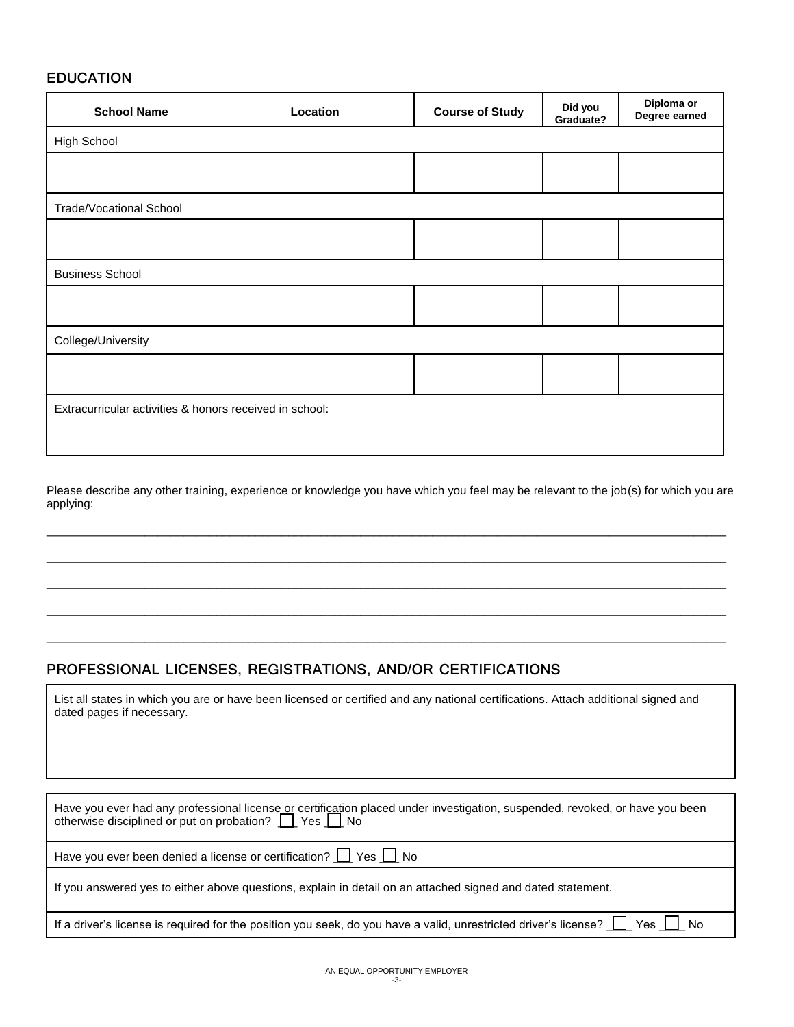## EDUCATION

| School Name | Location | Course of Study | Did you Graduate? | Diploma or Degree earned |
|---|---|---|---|---|
| High School | | | | |
| | | | | |
| Trade/Vocational School | | | | |
| | | | | |
| Business School | | | | |
| | | | | |
| College/University | | | | |
| | | | | |
| Extracurricular activities & honors received in school: | | | | |

Please describe any other training, experience or knowledge you have which you feel may be relevant to the job(s) for which you are applying:

\_\_\_\_\_\_\_\_\_\_\_\_\_\_\_\_\_\_\_\_\_\_\_\_\_\_\_\_\_\_\_\_\_\_\_\_\_\_\_\_\_\_\_\_\_\_\_\_\_\_\_\_\_\_\_\_\_\_\_\_\_\_\_\_\_\_\_\_\_\_\_\_\_\_\_\_

\_\_\_\_\_\_\_\_\_\_\_\_\_\_\_\_\_\_\_\_\_\_\_\_\_\_\_\_\_\_\_\_\_\_\_\_\_\_\_\_\_\_\_\_\_\_\_\_\_\_\_\_\_\_\_\_\_\_\_\_\_\_\_\_\_\_\_\_\_\_\_\_\_\_\_\_

\_\_\_\_\_\_\_\_\_\_\_\_\_\_\_\_\_\_\_\_\_\_\_\_\_\_\_\_\_\_\_\_\_\_\_\_\_\_\_\_\_\_\_\_\_\_\_\_\_\_\_\_\_\_\_\_\_\_\_\_\_\_\_\_\_\_\_\_\_\_\_\_\_\_\_\_

\_\_\_\_\_\_\_\_\_\_\_\_\_\_\_\_\_\_\_\_\_\_\_\_\_\_\_\_\_\_\_\_\_\_\_\_\_\_\_\_\_\_\_\_\_\_\_\_\_\_\_\_\_\_\_\_\_\_\_\_\_\_\_\_\_\_\_\_\_\_\_\_\_\_\_\_

\_\_\_\_\_\_\_\_\_\_\_\_\_\_\_\_\_\_\_\_\_\_\_\_\_\_\_\_\_\_\_\_\_\_\_\_\_\_\_\_\_\_\_\_\_\_\_\_\_\_\_\_\_\_\_\_\_\_\_\_\_\_\_\_\_\_\_\_\_\_\_\_\_\_\_\_

## PROFESSIONAL LICENSES, REGISTRATIONS, AND/OR CERTIFICATIONS

List all states in which you are or have been licensed or certified and any national certifications. Attach additional signed and dated pages if necessary.

Have you ever had any professional license or certification placed under investigation, suspended, revoked, or have you been otherwise disciplined or put on probation? ☐ Yes ☐ No

Have you ever been denied a license or certification? ☐ Yes ☐ No

If you answered yes to either above questions, explain in detail on an attached signed and dated statement.

If a driver's license is required for the position you seek, do you have a valid, unrestricted driver's license? ☐ Yes ☐ No

AN EQUAL OPPORTUNITY EMPLOYER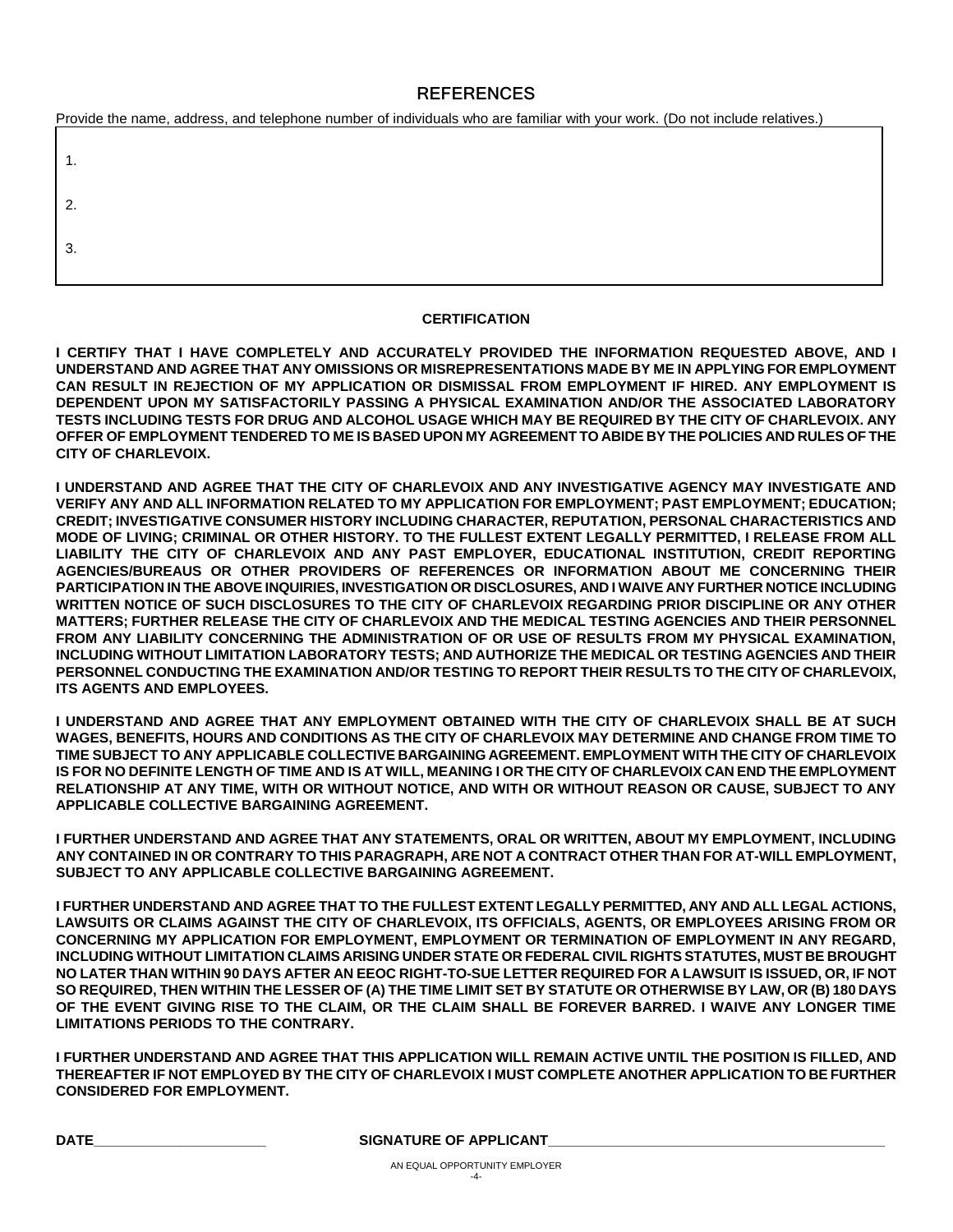## REFERENCES

Provide the name, address, and telephone number of individuals who are familiar with your work. (Do not include relatives.)

1.

2.

3.

**CERTIFICATION**

**I CERTIFY THAT I HAVE COMPLETELY AND ACCURATELY PROVIDED THE INFORMATION REQUESTED ABOVE, AND I UNDERSTAND AND AGREE THAT ANY OMISSIONS OR MISREPRESENTATIONS MADE BY ME IN APPLYING FOR EMPLOYMENT CAN RESULT IN REJECTION OF MY APPLICATION OR DISMISSAL FROM EMPLOYMENT IF HIRED. ANY EMPLOYMENT IS DEPENDENT UPON MY SATISFACTORILY PASSING A PHYSICAL EXAMINATION AND/OR THE ASSOCIATED LABORATORY TESTS INCLUDING TESTS FOR DRUG AND ALCOHOL USAGE WHICH MAY BE REQUIRED BY THE CITY OF CHARLEVOIX. ANY OFFER OF EMPLOYMENT TENDERED TO ME IS BASED UPON MY AGREEMENT TO ABIDE BY THE POLICIES AND RULES OF THE CITY OF CHARLEVOIX.**

**I UNDERSTAND AND AGREE THAT THE CITY OF CHARLEVOIX AND ANY INVESTIGATIVE AGENCY MAY INVESTIGATE AND VERIFY ANY AND ALL INFORMATION RELATED TO MY APPLICATION FOR EMPLOYMENT; PAST EMPLOYMENT; EDUCATION; CREDIT; INVESTIGATIVE CONSUMER HISTORY INCLUDING CHARACTER, REPUTATION, PERSONAL CHARACTERISTICS AND MODE OF LIVING; CRIMINAL OR OTHER HISTORY. TO THE FULLEST EXTENT LEGALLY PERMITTED, I RELEASE FROM ALL LIABILITY THE CITY OF CHARLEVOIX AND ANY PAST EMPLOYER, EDUCATIONAL INSTITUTION, CREDIT REPORTING AGENCIES/BUREAUS OR OTHER PROVIDERS OF REFERENCES OR INFORMATION ABOUT ME CONCERNING THEIR PARTICIPATION IN THE ABOVE INQUIRIES, INVESTIGATION OR DISCLOSURES, AND I WAIVE ANY FURTHER NOTICE INCLUDING WRITTEN NOTICE OF SUCH DISCLOSURES TO THE CITY OF CHARLEVOIX REGARDING PRIOR DISCIPLINE OR ANY OTHER MATTERS; FURTHER RELEASE THE CITY OF CHARLEVOIX AND THE MEDICAL TESTING AGENCIES AND THEIR PERSONNEL FROM ANY LIABILITY CONCERNING THE ADMINISTRATION OF OR USE OF RESULTS FROM MY PHYSICAL EXAMINATION, INCLUDING WITHOUT LIMITATION LABORATORY TESTS; AND AUTHORIZE THE MEDICAL OR TESTING AGENCIES AND THEIR PERSONNEL CONDUCTING THE EXAMINATION AND/OR TESTING TO REPORT THEIR RESULTS TO THE CITY OF CHARLEVOIX, ITS AGENTS AND EMPLOYEES.**

**I UNDERSTAND AND AGREE THAT ANY EMPLOYMENT OBTAINED WITH THE CITY OF CHARLEVOIX SHALL BE AT SUCH WAGES, BENEFITS, HOURS AND CONDITIONS AS THE CITY OF CHARLEVOIX MAY DETERMINE AND CHANGE FROM TIME TO TIME SUBJECT TO ANY APPLICABLE COLLECTIVE BARGAINING AGREEMENT. EMPLOYMENT WITH THE CITY OF CHARLEVOIX IS FOR NO DEFINITE LENGTH OF TIME AND IS AT WILL, MEANING I OR THE CITY OF CHARLEVOIX CAN END THE EMPLOYMENT RELATIONSHIP AT ANY TIME, WITH OR WITHOUT NOTICE, AND WITH OR WITHOUT REASON OR CAUSE, SUBJECT TO ANY APPLICABLE COLLECTIVE BARGAINING AGREEMENT.**

**I FURTHER UNDERSTAND AND AGREE THAT ANY STATEMENTS, ORAL OR WRITTEN, ABOUT MY EMPLOYMENT, INCLUDING ANY CONTAINED IN OR CONTRARY TO THIS PARAGRAPH, ARE NOT A CONTRACT OTHER THAN FOR AT-WILL EMPLOYMENT, SUBJECT TO ANY APPLICABLE COLLECTIVE BARGAINING AGREEMENT.**

**I FURTHER UNDERSTAND AND AGREE THAT TO THE FULLEST EXTENT LEGALLY PERMITTED, ANY AND ALL LEGAL ACTIONS, LAWSUITS OR CLAIMS AGAINST THE CITY OF CHARLEVOIX, ITS OFFICIALS, AGENTS, OR EMPLOYEES ARISING FROM OR CONCERNING MY APPLICATION FOR EMPLOYMENT, EMPLOYMENT OR TERMINATION OF EMPLOYMENT IN ANY REGARD, INCLUDING WITHOUT LIMITATION CLAIMS ARISING UNDER STATE OR FEDERAL CIVIL RIGHTS STATUTES, MUST BE BROUGHT NO LATER THAN WITHIN 90 DAYS AFTER AN EEOC RIGHT-TO-SUE LETTER REQUIRED FOR A LAWSUIT IS ISSUED, OR, IF NOT SO REQUIRED, THEN WITHIN THE LESSER OF (A) THE TIME LIMIT SET BY STATUTE OR OTHERWISE BY LAW, OR (B) 180 DAYS OF THE EVENT GIVING RISE TO THE CLAIM, OR THE CLAIM SHALL BE FOREVER BARRED. I WAIVE ANY LONGER TIME LIMITATIONS PERIODS TO THE CONTRARY.**

**I FURTHER UNDERSTAND AND AGREE THAT THIS APPLICATION WILL REMAIN ACTIVE UNTIL THE POSITION IS FILLED, AND THEREAFTER IF NOT EMPLOYED BY THE CITY OF CHARLEVOIX I MUST COMPLETE ANOTHER APPLICATION TO BE FURTHER CONSIDERED FOR EMPLOYMENT.**

**DATE**______________________ **SIGNATURE OF APPLICANT**____________________________________________

AN EQUAL OPPORTUNITY EMPLOYER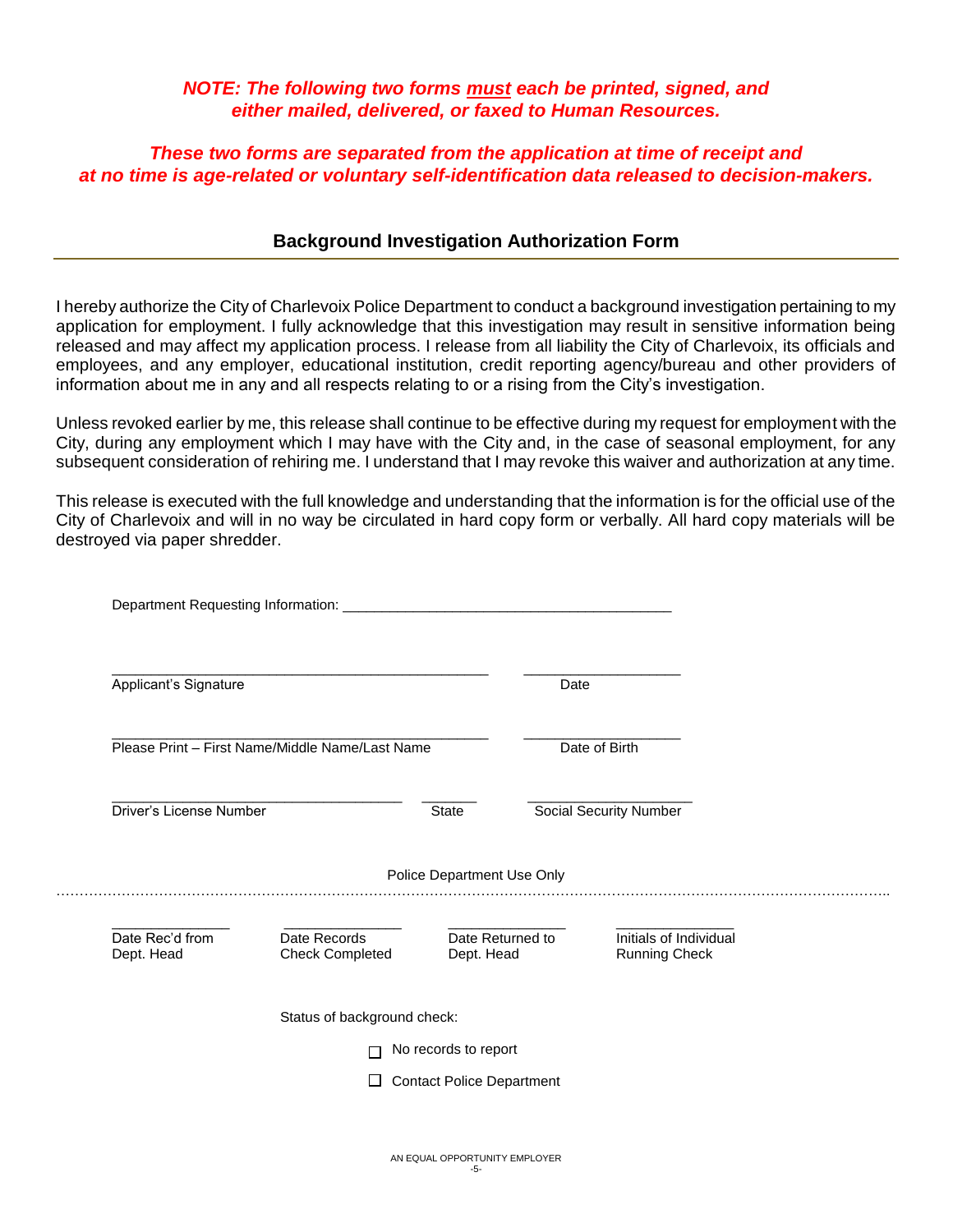***NOTE: The following two forms must each be printed, signed, and either mailed, delivered, or faxed to Human Resources.***

***These two forms are separated from the application at time of receipt and at no time is age-related or voluntary self-identification data released to decision-makers.***

## Background Investigation Authorization Form

I hereby authorize the City of Charlevoix Police Department to conduct a background investigation pertaining to my application for employment. I fully acknowledge that this investigation may result in sensitive information being released and may affect my application process. I release from all liability the City of Charlevoix, its officials and employees, and any employer, educational institution, credit reporting agency/bureau and other providers of information about me in any and all respects relating to or a rising from the City's investigation.

Unless revoked earlier by me, this release shall continue to be effective during my request for employment with the City, during any employment which I may have with the City and, in the case of seasonal employment, for any subsequent consideration of rehiring me. I understand that I may revoke this waiver and authorization at any time.

This release is executed with the full knowledge and understanding that the information is for the official use of the City of Charlevoix and will in no way be circulated in hard copy form or verbally. All hard copy materials will be destroyed via paper shredder.

Department Requesting Information: ________________________________________

_______________________________________________ ____________________
Applicant's Signature Date

_______________________________________________ ____________________
Please Print – First Name/Middle Name/Last Name Date of Birth

____________________________________ _______ _____________________
Driver's License Number State Social Security Number

Police Department Use Only

.................................................................................................................................................................

| | | | |
|---|---|---|---|
| _______________ | _______________ | _______________ | _______________ |
| Date Rec'd from Dept. Head | Date Records Check Completed | Date Returned to Dept. Head | Initials of Individual Running Check |

Status of background check:

☐ No records to report

☐ Contact Police Department

AN EQUAL OPPORTUNITY EMPLOYER